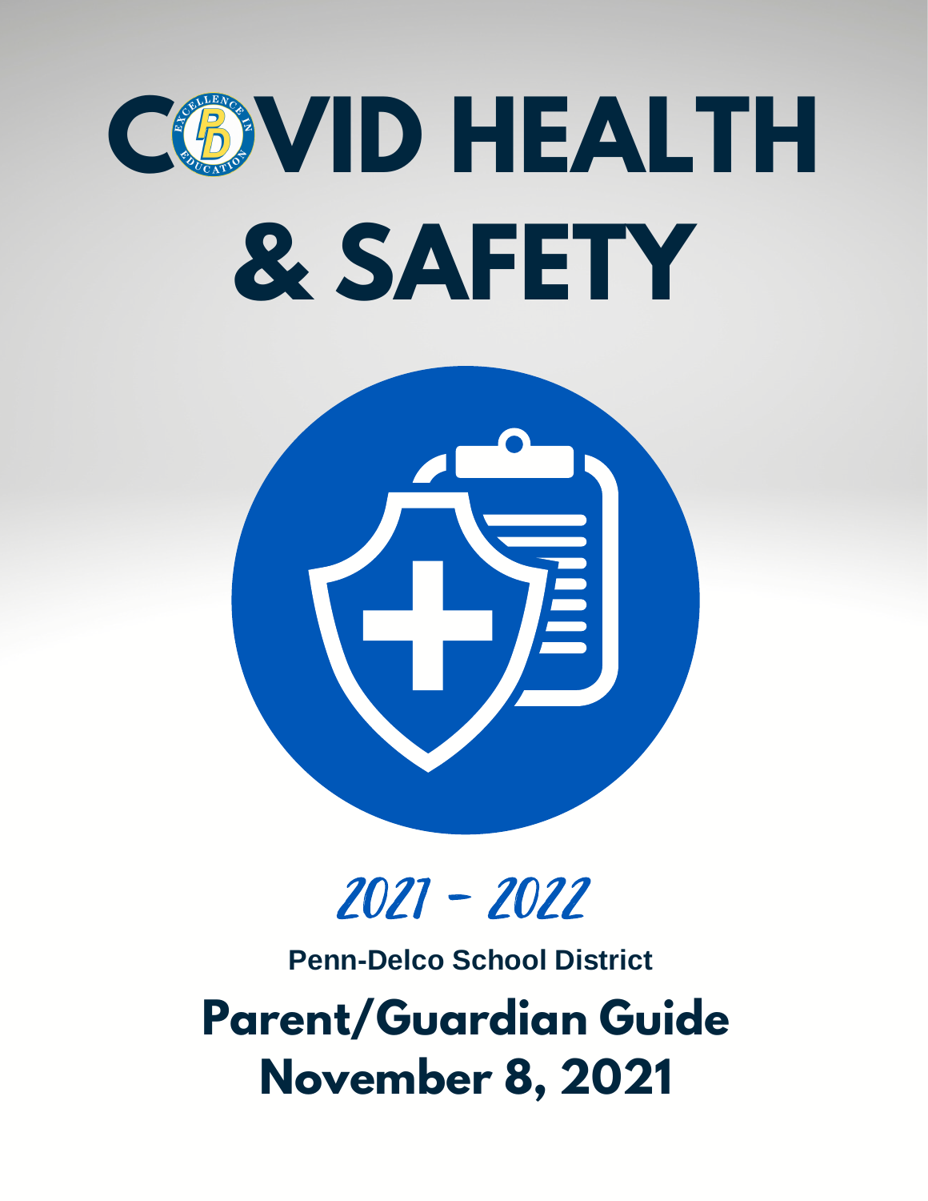# COVID HEALTH & SAFETY

2021 - 2022

**Penn-Delco School District**

## Parent/Guardian Guide

## November 8, 2021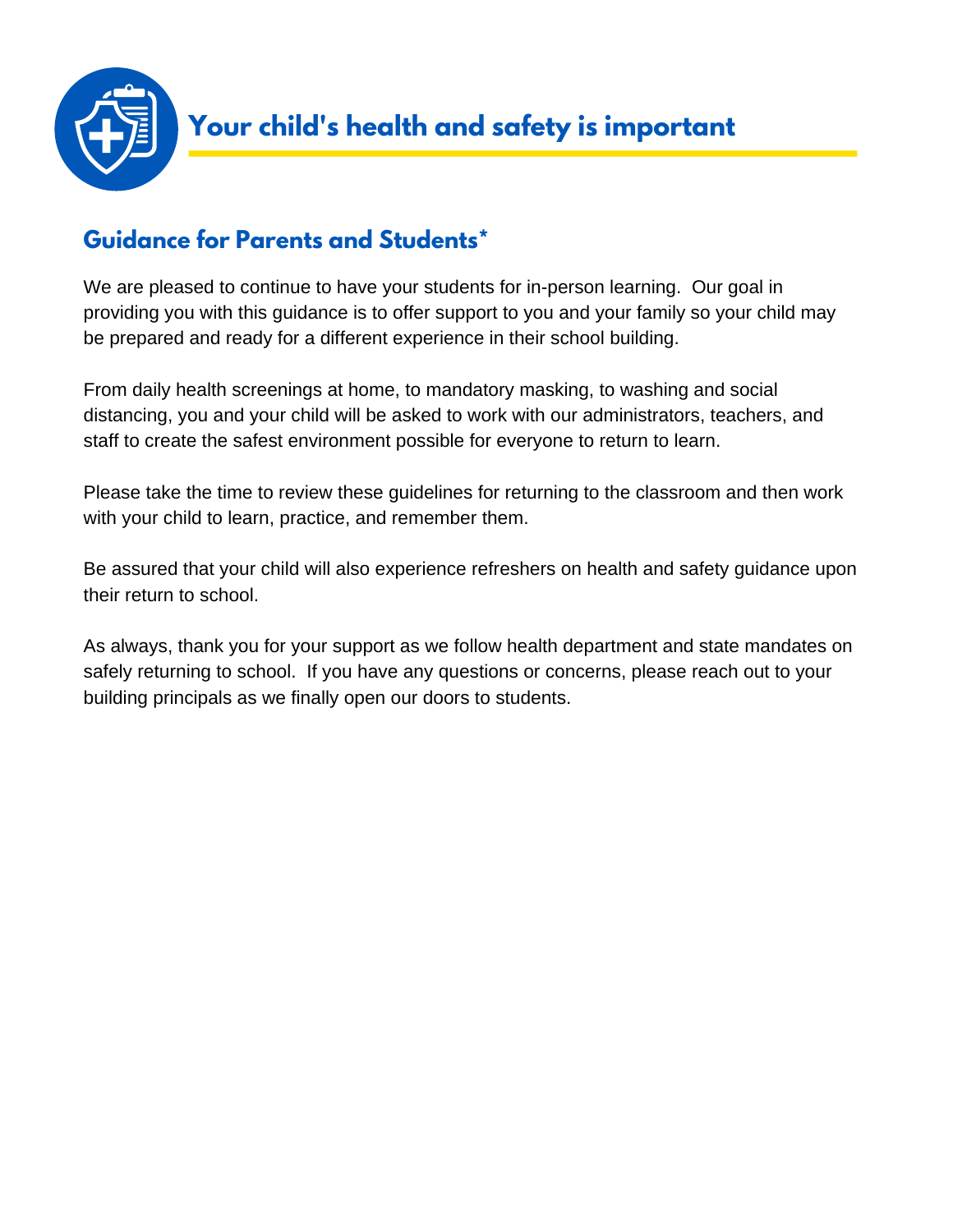# Your child's health and safety is important

## Guidance for Parents and Students*

We are pleased to continue to have your students for in-person learning.  Our goal in providing you with this guidance is to offer support to you and your family so your child may be prepared and ready for a different experience in their school building.

From daily health screenings at home, to mandatory masking, to washing and social distancing, you and your child will be asked to work with our administrators, teachers, and staff to create the safest environment possible for everyone to return to learn.

Please take the time to review these guidelines for returning to the classroom and then work with your child to learn, practice, and remember them.

Be assured that your child will also experience refreshers on health and safety guidance upon their return to school.

As always, thank you for your support as we follow health department and state mandates on safely returning to school.  If you have any questions or concerns, please reach out to your building principals as we finally open our doors to students.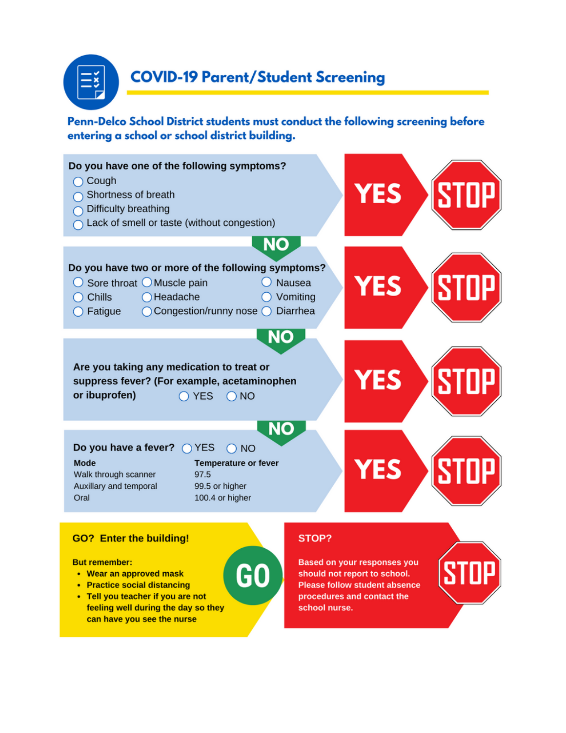# COVID-19 Parent/Student Screening

**Penn-Delco School District students must conduct the following screening before entering a school or school district building.**

**Do you have one of the following symptoms?**

- ◯ Cough
- ◯ Shortness of breath
- ◯ Difficulty breathing
- ◯ Lack of smell or taste (without congestion)

**YES** → **STOP**

**NO** ↓

**Do you have two or more of the following symptoms?**

- ◯ Sore throat
- ◯ Chills
- ◯ Fatigue
- ◯ Muscle pain
- ◯ Headache
- ◯ Congestion/runny nose
- ◯ Nausea
- ◯ Vomiting
- ◯ Diarrhea

**YES** → **STOP**

**NO** ↓

**Are you taking any medication to treat or suppress fever? (For example, acetaminophen or ibuprofen)** ◯ YES ◯ NO

**YES** → **STOP**

**NO** ↓

**Do you have a fever?** ◯ YES ◯ NO

| Mode | Temperature or fever |
|---|---|
| Walk through scanner | 97.5 |
| Auxillary and temporal | 99.5 or higher |
| Oral | 100.4 or higher |

**YES** → **STOP**

**GO? Enter the building!**

**GO**

**But remember:**

- **Wear an approved mask**
- **Practice social distancing**
- **Tell you teacher if you are not feeling well during the day so they can have you see the nurse**

**STOP?**

**STOP**

**Based on your responses you should not report to school. Please follow student absence procedures and contact the school nurse.**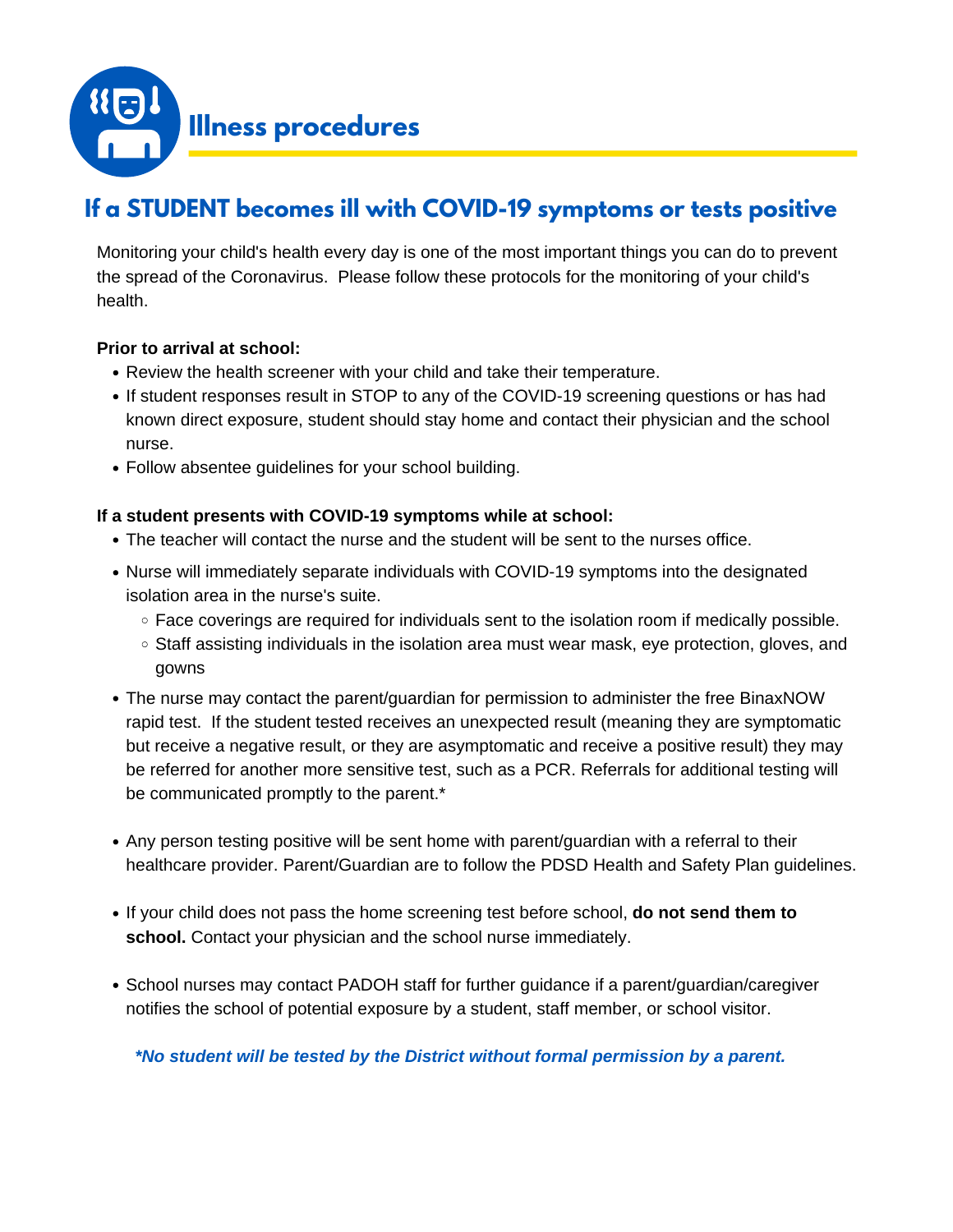# Illness procedures

## If a STUDENT becomes ill with COVID-19 symptoms or tests positive

Monitoring your child's health every day is one of the most important things you can do to prevent the spread of the Coronavirus. Please follow these protocols for the monitoring of your child's health.

**Prior to arrival at school:**

- Review the health screener with your child and take their temperature.
- If student responses result in STOP to any of the COVID-19 screening questions or has had known direct exposure, student should stay home and contact their physician and the school nurse.
- Follow absentee guidelines for your school building.

**If a student presents with COVID-19 symptoms while at school:**

- The teacher will contact the nurse and the student will be sent to the nurses office.
- Nurse will immediately separate individuals with COVID-19 symptoms into the designated isolation area in the nurse's suite.
  - Face coverings are required for individuals sent to the isolation room if medically possible.
  - Staff assisting individuals in the isolation area must wear mask, eye protection, gloves, and gowns
- The nurse may contact the parent/guardian for permission to administer the free BinaxNOW rapid test. If the student tested receives an unexpected result (meaning they are symptomatic but receive a negative result, or they are asymptomatic and receive a positive result) they may be referred for another more sensitive test, such as a PCR. Referrals for additional testing will be communicated promptly to the parent.*
- Any person testing positive will be sent home with parent/guardian with a referral to their healthcare provider. Parent/Guardian are to follow the PDSD Health and Safety Plan guidelines.
- If your child does not pass the home screening test before school, **do not send them to school.** Contact your physician and the school nurse immediately.
- School nurses may contact PADOH staff for further guidance if a parent/guardian/caregiver notifies the school of potential exposure by a student, staff member, or school visitor.

***No student will be tested by the District without formal permission by a parent.***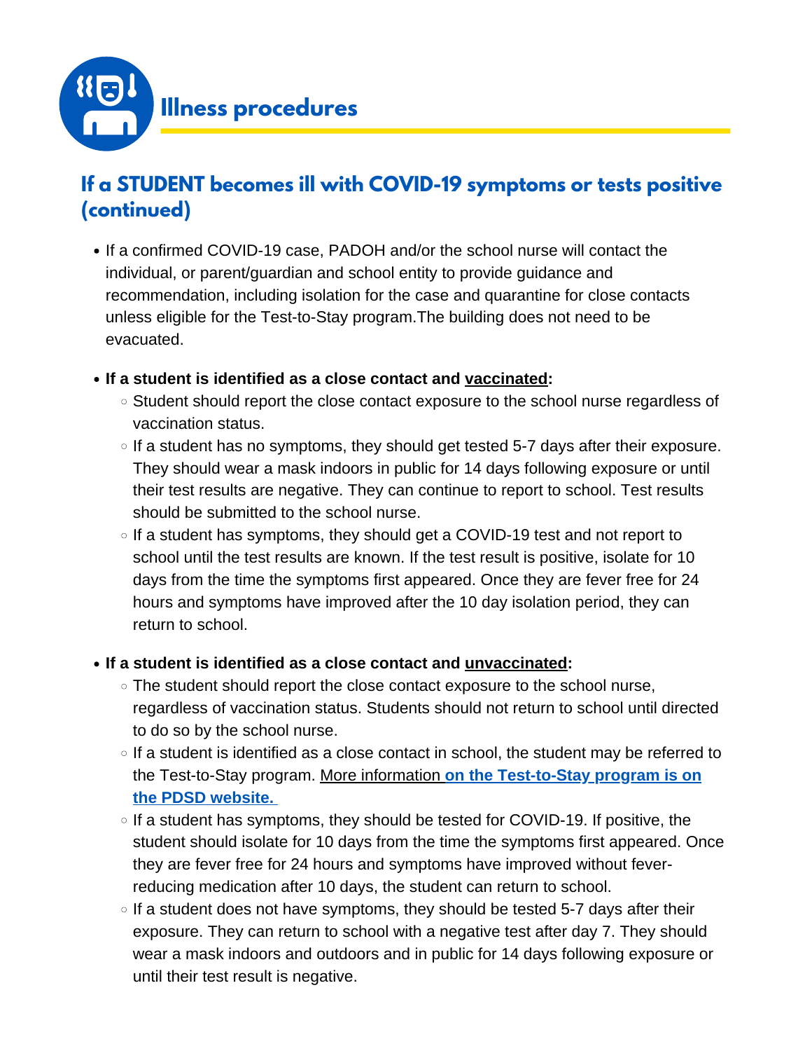## Illness procedures

### If a STUDENT becomes ill with COVID-19 symptoms or tests positive (continued)

- If a confirmed COVID-19 case, PADOH and/or the school nurse will contact the individual, or parent/guardian and school entity to provide guidance and recommendation, including isolation for the case and quarantine for close contacts unless eligible for the Test-to-Stay program.The building does not need to be evacuated.

- **If a student is identified as a close contact and <u>vaccinated</u>:**
  - Student should report the close contact exposure to the school nurse regardless of vaccination status.
  - If a student has no symptoms, they should get tested 5-7 days after their exposure. They should wear a mask indoors in public for 14 days following exposure or until their test results are negative. They can continue to report to school. Test results should be submitted to the school nurse.
  - If a student has symptoms, they should get a COVID-19 test and not report to school until the test results are known. If the test result is positive, isolate for 10 days from the time the symptoms first appeared. Once they are fever free for 24 hours and symptoms have improved after the 10 day isolation period, they can return to school.

- **If a student is identified as a close contact and <u>unvaccinated</u>:**
  - The student should report the close contact exposure to the school nurse, regardless of vaccination status. Students should not return to school until directed to do so by the school nurse.
  - If a student is identified as a close contact in school, the student may be referred to the Test-to-Stay program. <u>More information</u> **<u>on the Test-to-Stay program is on the PDSD website.</u>**
  - If a student has symptoms, they should be tested for COVID-19. If positive, the student should isolate for 10 days from the time the symptoms first appeared. Once they are fever free for 24 hours and symptoms have improved without fever-reducing medication after 10 days, the student can return to school.
  - If a student does not have symptoms, they should be tested 5-7 days after their exposure. They can return to school with a negative test after day 7. They should wear a mask indoors and outdoors and in public for 14 days following exposure or until their test result is negative.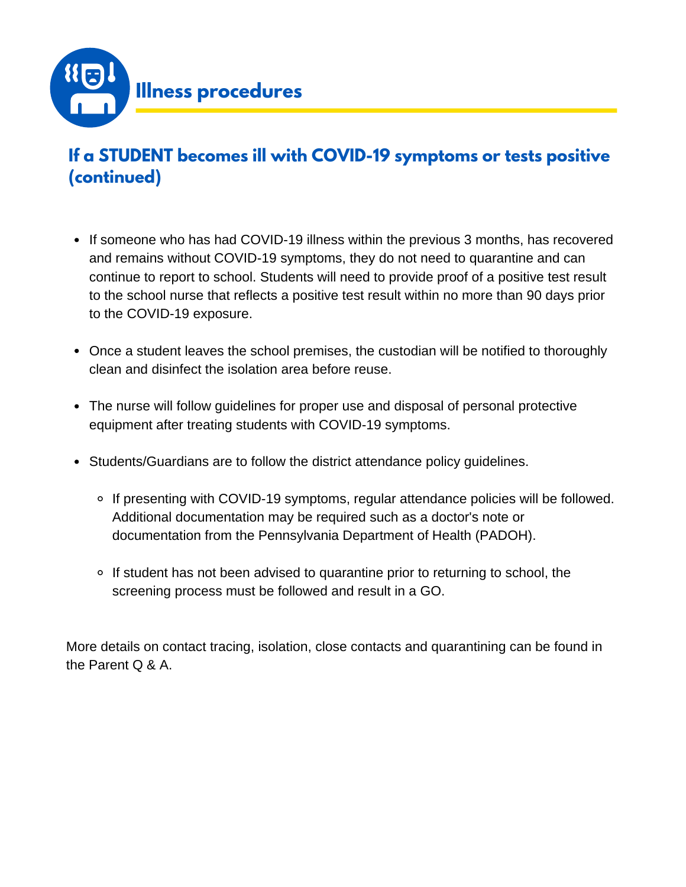# Illness procedures

## If a STUDENT becomes ill with COVID-19 symptoms or tests positive (continued)

- If someone who has had COVID-19 illness within the previous 3 months, has recovered and remains without COVID-19 symptoms, they do not need to quarantine and can continue to report to school. Students will need to provide proof of a positive test result to the school nurse that reflects a positive test result within no more than 90 days prior to the COVID-19 exposure.
- Once a student leaves the school premises, the custodian will be notified to thoroughly clean and disinfect the isolation area before reuse.
- The nurse will follow guidelines for proper use and disposal of personal protective equipment after treating students with COVID-19 symptoms.
- Students/Guardians are to follow the district attendance policy guidelines.
  - If presenting with COVID-19 symptoms, regular attendance policies will be followed. Additional documentation may be required such as a doctor's note or documentation from the Pennsylvania Department of Health (PADOH).
  - If student has not been advised to quarantine prior to returning to school, the screening process must be followed and result in a GO.

More details on contact tracing, isolation, close contacts and quarantining can be found in the Parent Q & A.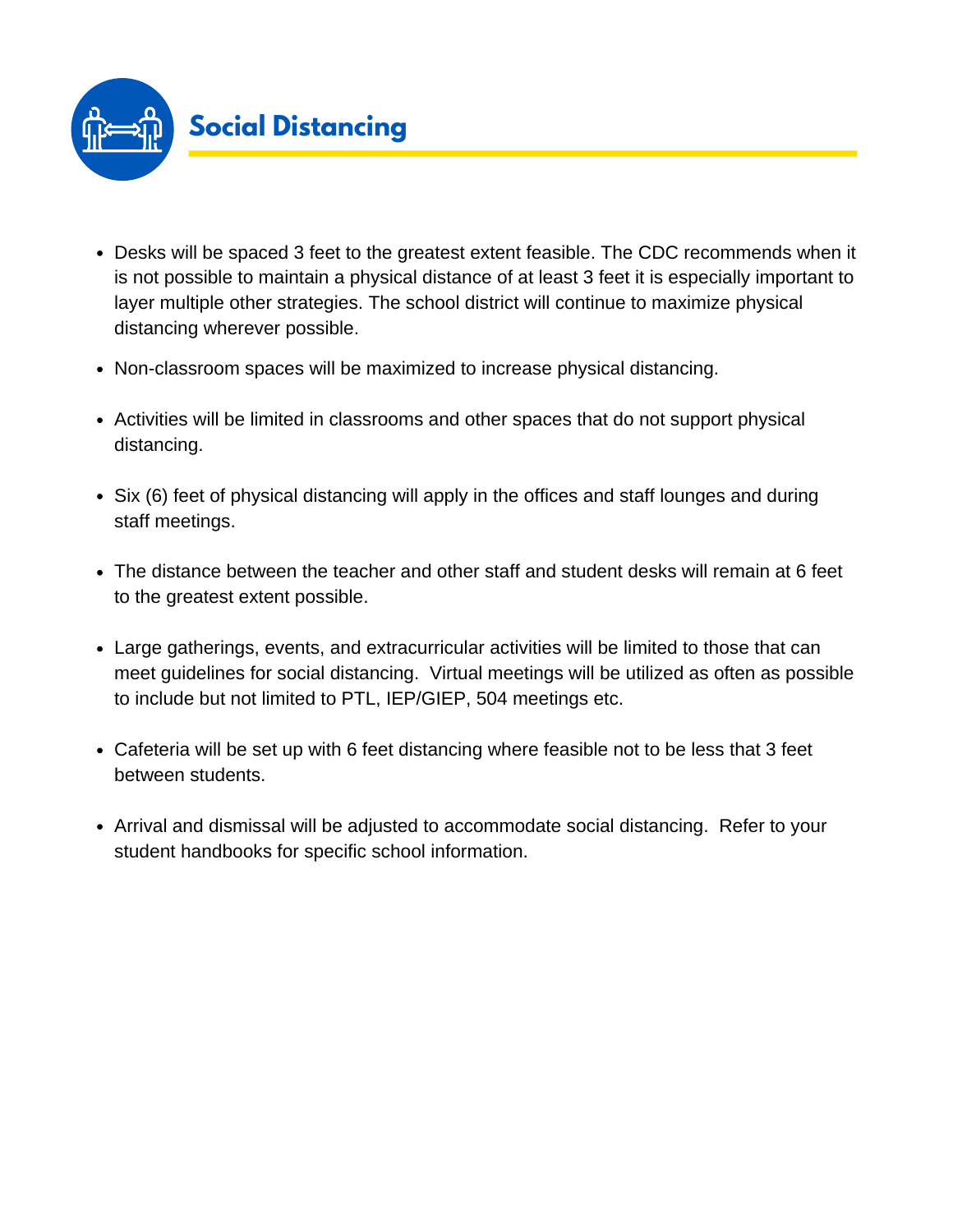## Social Distancing

- Desks will be spaced 3 feet to the greatest extent feasible. The CDC recommends when it is not possible to maintain a physical distance of at least 3 feet it is especially important to layer multiple other strategies. The school district will continue to maximize physical distancing wherever possible.
- Non-classroom spaces will be maximized to increase physical distancing.
- Activities will be limited in classrooms and other spaces that do not support physical distancing.
- Six (6) feet of physical distancing will apply in the offices and staff lounges and during staff meetings.
- The distance between the teacher and other staff and student desks will remain at 6 feet to the greatest extent possible.
- Large gatherings, events, and extracurricular activities will be limited to those that can meet guidelines for social distancing. Virtual meetings will be utilized as often as possible to include but not limited to PTL, IEP/GIEP, 504 meetings etc.
- Cafeteria will be set up with 6 feet distancing where feasible not to be less that 3 feet between students.
- Arrival and dismissal will be adjusted to accommodate social distancing. Refer to your student handbooks for specific school information.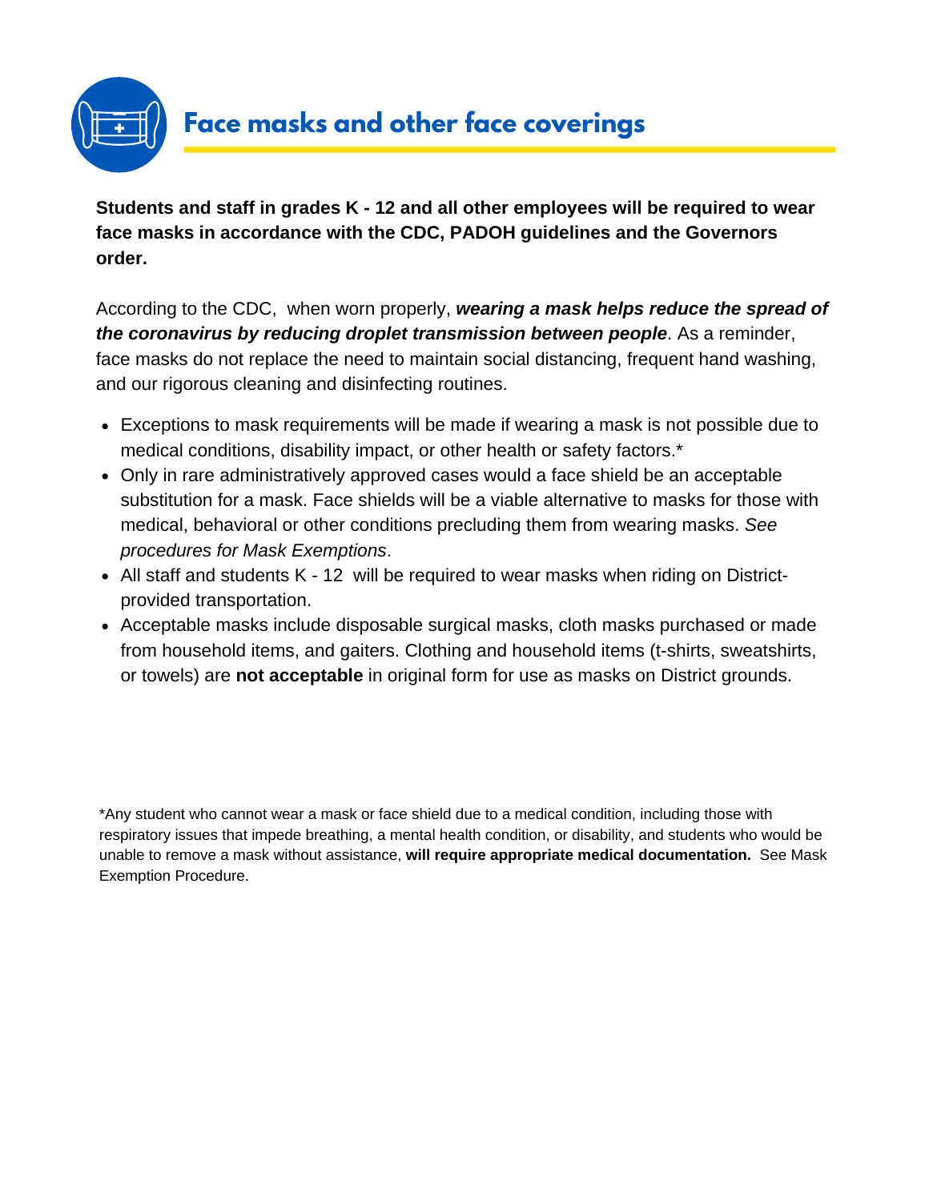# Face masks and other face coverings

**Students and staff in grades K - 12 and all other employees will be required to wear face masks in accordance with the CDC, PADOH guidelines and the Governors order.**

According to the CDC, when worn properly, ***wearing a mask helps reduce the spread of the coronavirus by reducing droplet transmission between people***. As a reminder, face masks do not replace the need to maintain social distancing, frequent hand washing, and our rigorous cleaning and disinfecting routines.

- Exceptions to mask requirements will be made if wearing a mask is not possible due to medical conditions, disability impact, or other health or safety factors.*
- Only in rare administratively approved cases would a face shield be an acceptable substitution for a mask. Face shields will be a viable alternative to masks for those with medical, behavioral or other conditions precluding them from wearing masks. *See procedures for Mask Exemptions*.
- All staff and students K - 12 will be required to wear masks when riding on District-provided transportation.
- Acceptable masks include disposable surgical masks, cloth masks purchased or made from household items, and gaiters. Clothing and household items (t-shirts, sweatshirts, or towels) are **not acceptable** in original form for use as masks on District grounds.

*Any student who cannot wear a mask or face shield due to a medical condition, including those with respiratory issues that impede breathing, a mental health condition, or disability, and students who would be unable to remove a mask without assistance, **will require appropriate medical documentation.** See Mask Exemption Procedure.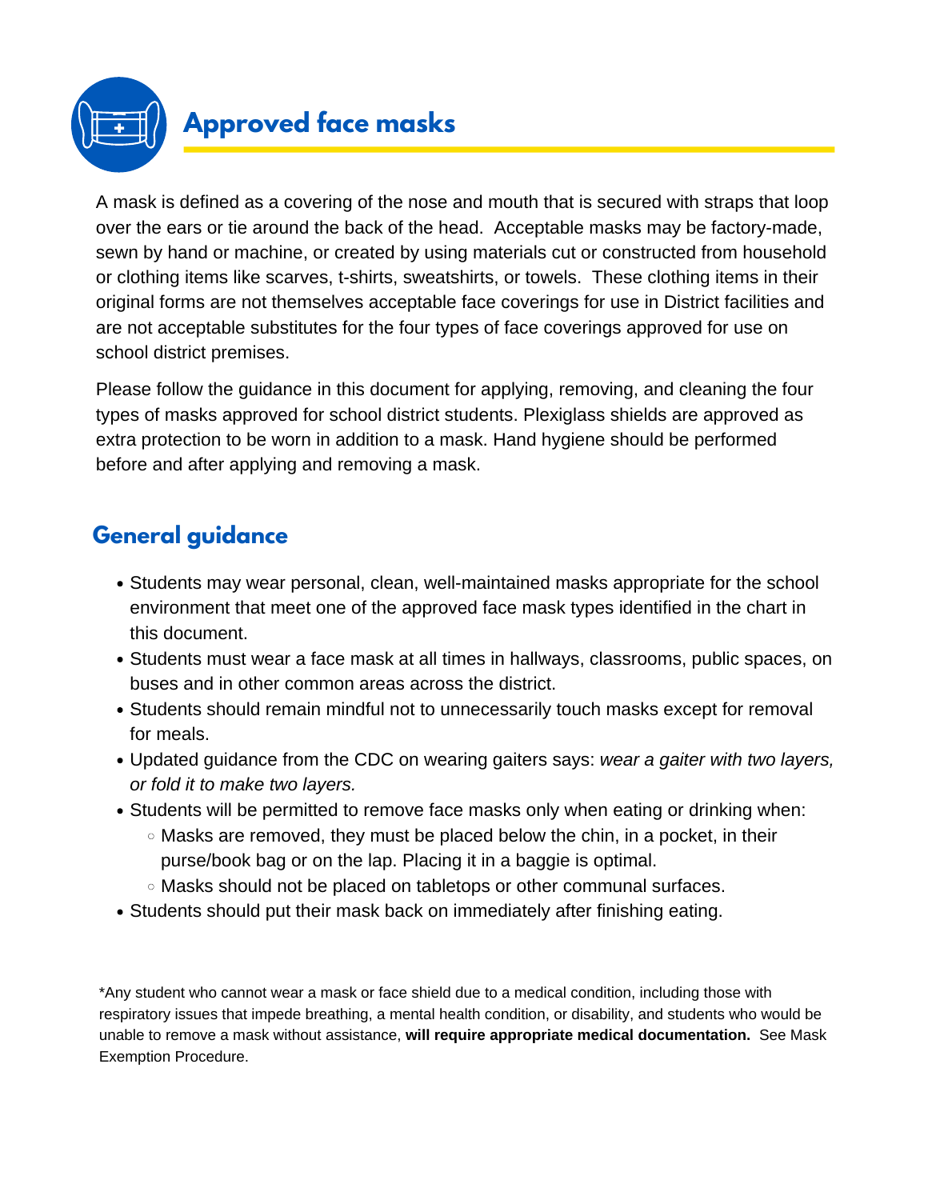# Approved face masks

A mask is defined as a covering of the nose and mouth that is secured with straps that loop over the ears or tie around the back of the head. Acceptable masks may be factory-made, sewn by hand or machine, or created by using materials cut or constructed from household or clothing items like scarves, t-shirts, sweatshirts, or towels. These clothing items in their original forms are not themselves acceptable face coverings for use in District facilities and are not acceptable substitutes for the four types of face coverings approved for use on school district premises.

Please follow the guidance in this document for applying, removing, and cleaning the four types of masks approved for school district students. Plexiglass shields are approved as extra protection to be worn in addition to a mask. Hand hygiene should be performed before and after applying and removing a mask.

## General guidance

- Students may wear personal, clean, well-maintained masks appropriate for the school environment that meet one of the approved face mask types identified in the chart in this document.
- Students must wear a face mask at all times in hallways, classrooms, public spaces, on buses and in other common areas across the district.
- Students should remain mindful not to unnecessarily touch masks except for removal for meals.
- Updated guidance from the CDC on wearing gaiters says: *wear a gaiter with two layers, or fold it to make two layers.*
- Students will be permitted to remove face masks only when eating or drinking when:
  - Masks are removed, they must be placed below the chin, in a pocket, in their purse/book bag or on the lap. Placing it in a baggie is optimal.
  - Masks should not be placed on tabletops or other communal surfaces.
- Students should put their mask back on immediately after finishing eating.

*Any student who cannot wear a mask or face shield due to a medical condition, including those with respiratory issues that impede breathing, a mental health condition, or disability, and students who would be unable to remove a mask without assistance, **will require appropriate medical documentation.** See Mask Exemption Procedure.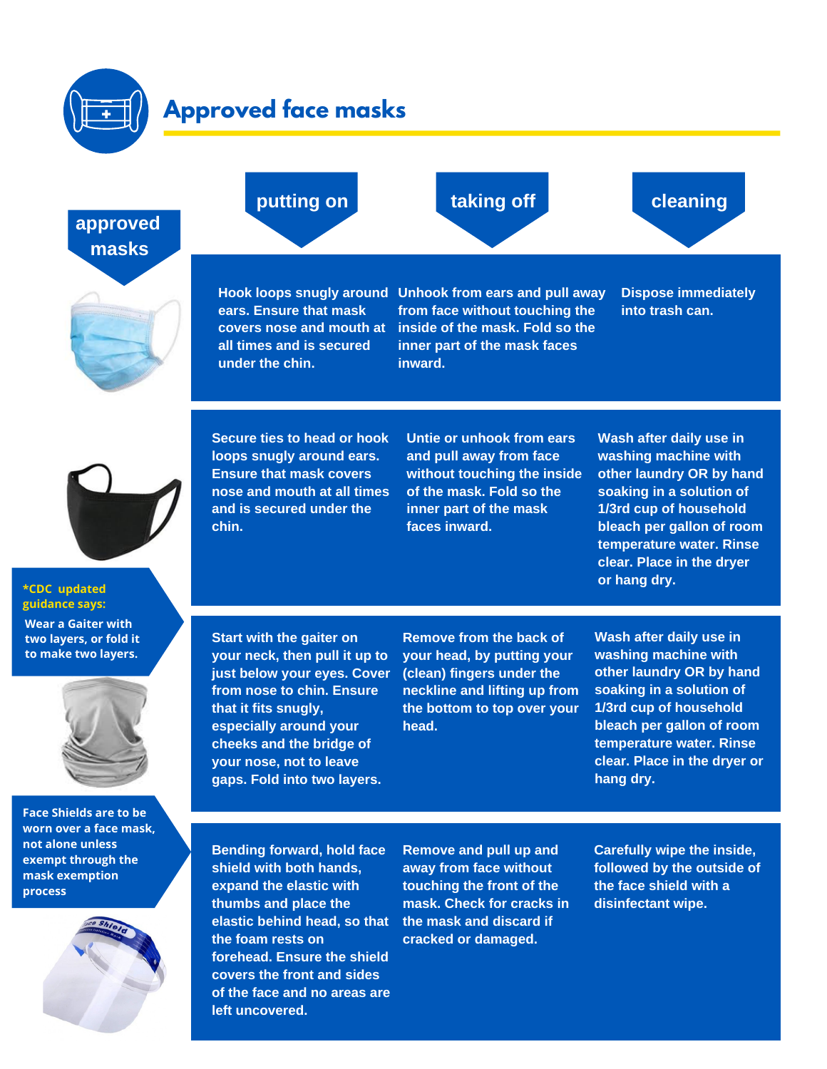# Approved face masks

| approved masks | putting on | taking off | cleaning |
|---|---|---|---|
| Disposable mask | Hook loops snugly around ears. Ensure that mask covers nose and mouth at all times and is secured under the chin. | Unhook from ears and pull away from face without touching the inside of the mask. Fold so the inner part of the mask faces inward. | Dispose immediately into trash can. |
| Cloth mask | Secure ties to head or hook loops snugly around ears. Ensure that mask covers nose and mouth at all times and is secured under the chin. | Untie or unhook from ears and pull away from face without touching the inside of the mask. Fold so the inner part of the mask faces inward. | Wash after daily use in washing machine with other laundry OR by hand soaking in a solution of 1/3rd cup of household bleach per gallon of room temperature water. Rinse clear. Place in the dryer or hang dry. |
| *CDC updated guidance says: Wear a Gaiter with two layers, or fold it to make two layers. | Start with the gaiter on your neck, then pull it up to just below your eyes. Cover from nose to chin. Ensure that it fits snugly, especially around your cheeks and the bridge of your nose, not to leave gaps. Fold into two layers. | Remove from the back of your head, by putting your (clean) fingers under the neckline and lifting up from the bottom to top over your head. | Wash after daily use in washing machine with other laundry OR by hand soaking in a solution of 1/3rd cup of household bleach per gallon of room temperature water. Rinse clear. Place in the dryer or hang dry. |
| Face Shields are to be worn over a face mask, not alone unless exempt through the mask exemption process | Bending forward, hold face shield with both hands, expand the elastic with thumbs and place the elastic behind head, so that the foam rests on forehead. Ensure the shield covers the front and sides of the face and no areas are left uncovered. | Remove and pull up and away from face without touching the front of the mask. Check for cracks in the mask and discard if cracked or damaged. | Carefully wipe the inside, followed by the outside of the face shield with a disinfectant wipe. |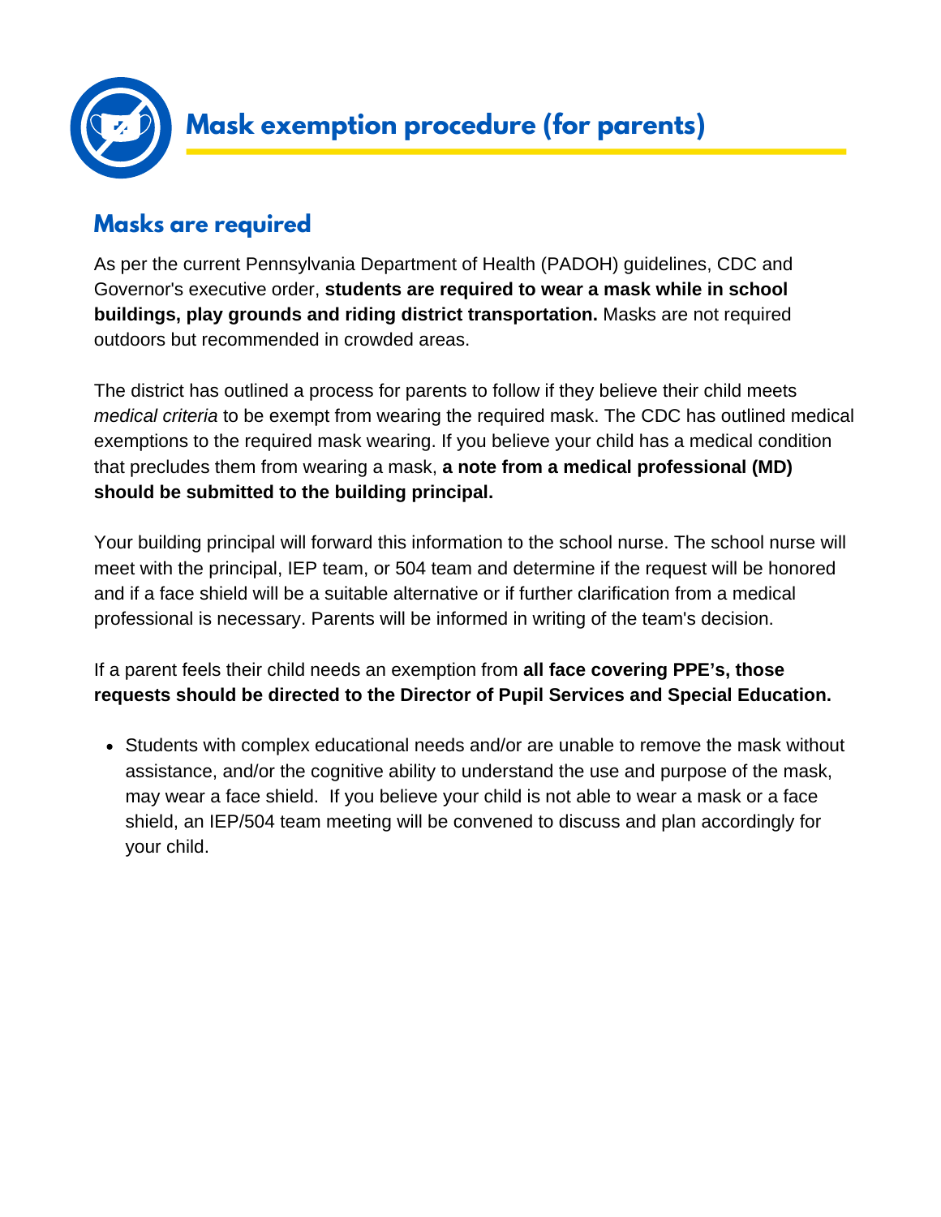# Mask exemption procedure (for parents)

## Masks are required

As per the current Pennsylvania Department of Health (PADOH) guidelines, CDC and Governor's executive order, **students are required to wear a mask while in school buildings, play grounds and riding district transportation.** Masks are not required outdoors but recommended in crowded areas.

The district has outlined a process for parents to follow if they believe their child meets *medical criteria* to be exempt from wearing the required mask. The CDC has outlined medical exemptions to the required mask wearing. If you believe your child has a medical condition that precludes them from wearing a mask, **a note from a medical professional (MD) should be submitted to the building principal.**

Your building principal will forward this information to the school nurse. The school nurse will meet with the principal, IEP team, or 504 team and determine if the request will be honored and if a face shield will be a suitable alternative or if further clarification from a medical professional is necessary. Parents will be informed in writing of the team's decision.

If a parent feels their child needs an exemption from **all face covering PPE's, those requests should be directed to the Director of Pupil Services and Special Education.**

- Students with complex educational needs and/or are unable to remove the mask without assistance, and/or the cognitive ability to understand the use and purpose of the mask, may wear a face shield. If you believe your child is not able to wear a mask or a face shield, an IEP/504 team meeting will be convened to discuss and plan accordingly for your child.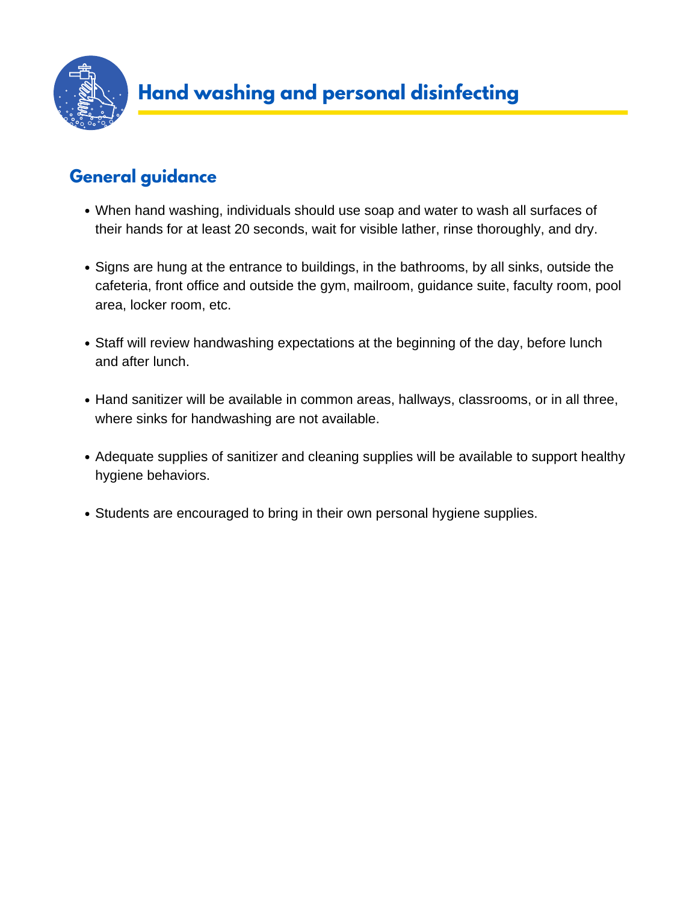# Hand washing and personal disinfecting

## General guidance

- When hand washing, individuals should use soap and water to wash all surfaces of their hands for at least 20 seconds, wait for visible lather, rinse thoroughly, and dry.
- Signs are hung at the entrance to buildings, in the bathrooms, by all sinks, outside the cafeteria, front office and outside the gym, mailroom, guidance suite, faculty room, pool area, locker room, etc.
- Staff will review handwashing expectations at the beginning of the day, before lunch and after lunch.
- Hand sanitizer will be available in common areas, hallways, classrooms, or in all three, where sinks for handwashing are not available.
- Adequate supplies of sanitizer and cleaning supplies will be available to support healthy hygiene behaviors.
- Students are encouraged to bring in their own personal hygiene supplies.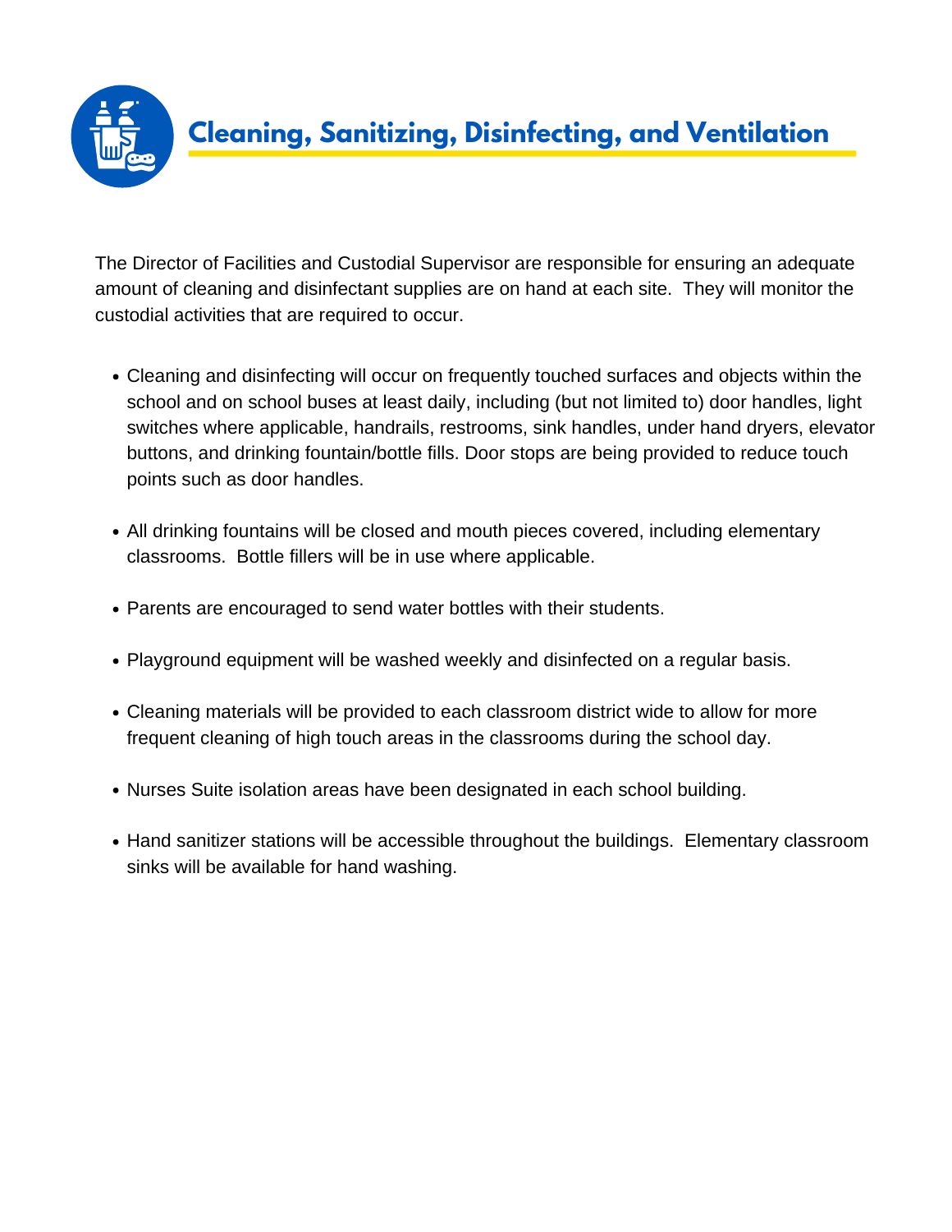## Cleaning, Sanitizing, Disinfecting, and Ventilation

The Director of Facilities and Custodial Supervisor are responsible for ensuring an adequate amount of cleaning and disinfectant supplies are on hand at each site. They will monitor the custodial activities that are required to occur.

- Cleaning and disinfecting will occur on frequently touched surfaces and objects within the school and on school buses at least daily, including (but not limited to) door handles, light switches where applicable, handrails, restrooms, sink handles, under hand dryers, elevator buttons, and drinking fountain/bottle fills. Door stops are being provided to reduce touch points such as door handles.
- All drinking fountains will be closed and mouth pieces covered, including elementary classrooms. Bottle fillers will be in use where applicable.
- Parents are encouraged to send water bottles with their students.
- Playground equipment will be washed weekly and disinfected on a regular basis.
- Cleaning materials will be provided to each classroom district wide to allow for more frequent cleaning of high touch areas in the classrooms during the school day.
- Nurses Suite isolation areas have been designated in each school building.
- Hand sanitizer stations will be accessible throughout the buildings. Elementary classroom sinks will be available for hand washing.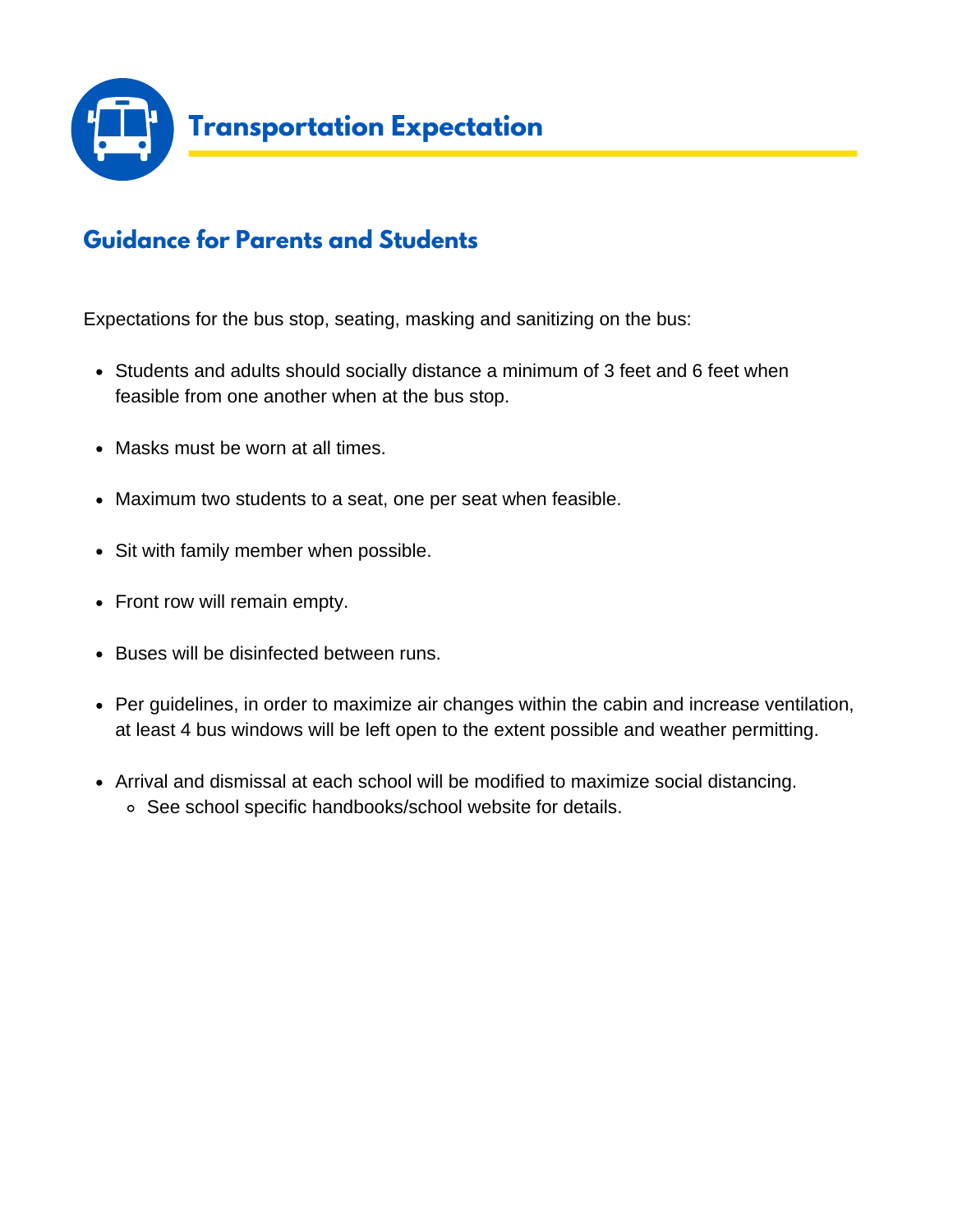# Transportation Expectation

## Guidance for Parents and Students

Expectations for the bus stop, seating, masking and sanitizing on the bus:

- Students and adults should socially distance a minimum of 3 feet and 6 feet when feasible from one another when at the bus stop.
- Masks must be worn at all times.
- Maximum two students to a seat, one per seat when feasible.
- Sit with family member when possible.
- Front row will remain empty.
- Buses will be disinfected between runs.
- Per guidelines, in order to maximize air changes within the cabin and increase ventilation, at least 4 bus windows will be left open to the extent possible and weather permitting.
- Arrival and dismissal at each school will be modified to maximize social distancing.
  - See school specific handbooks/school website for details.